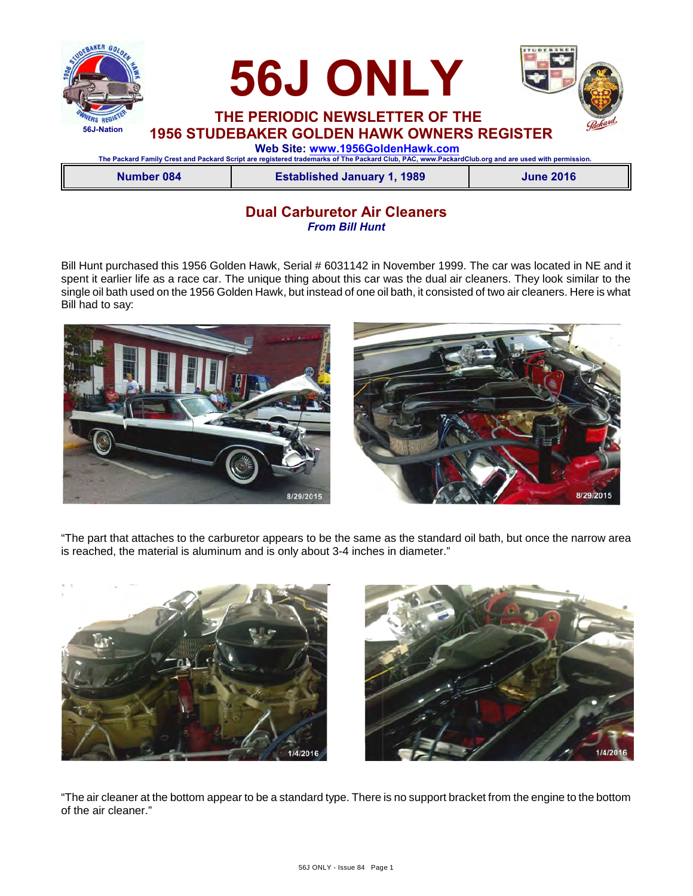# 56J ONLY

56J-Nation

## THE PERIODIC NEWSLETTER OF THE 1956 STUDEBAKER GOLDEN HAWK OWNERS REGISTER

**Web Site: www.1956GoldenHawk.com**

The Packard Family Crest and Packard Script are registered trademarks of The Packard Club, PAC, www.PackardClub.org and are used with permission.

| Number 084 | Established January 1, 1989 | June 2016 |
|---|---|---|

## Dual Carburetor Air Cleaners

***From Bill Hunt***

Bill Hunt purchased this 1956 Golden Hawk, Serial # 6031142 in November 1999. The car was located in NE and it spent it earlier life as a race car. The unique thing about this car was the dual air cleaners. They look similar to the single oil bath used on the 1956 Golden Hawk, but instead of one oil bath, it consisted of two air cleaners. Here is what Bill had to say:

8/29/2015

8/29/2015

"The part that attaches to the carburetor appears to be the same as the standard oil bath, but once the narrow area is reached, the material is aluminum and is only about 3-4 inches in diameter."

1/4/2016

1/4/2016

"The air cleaner at the bottom appear to be a standard type. There is no support bracket from the engine to the bottom of the air cleaner."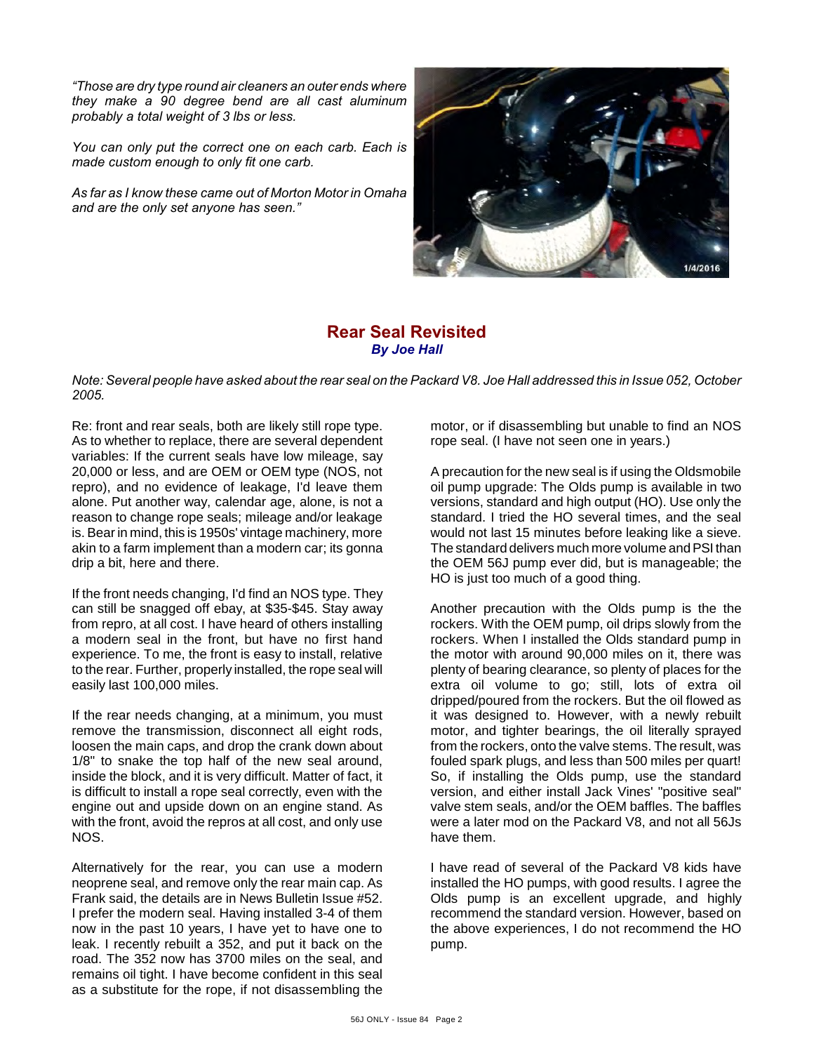*"Those are dry type round air cleaners an outer ends where they make a 90 degree bend are all cast aluminum probably a total weight of 3 lbs or less.*

*You can only put the correct one on each carb. Each is made custom enough to only fit one carb.*

*As far as I know these came out of Morton Motor in Omaha and are the only set anyone has seen."*

## Rear Seal Revisited

***By Joe Hall***

*Note: Several people have asked about the rear seal on the Packard V8. Joe Hall addressed this in Issue 052, October 2005.*

Re: front and rear seals, both are likely still rope type. As to whether to replace, there are several dependent variables: If the current seals have low mileage, say 20,000 or less, and are OEM or OEM type (NOS, not repro), and no evidence of leakage, I'd leave them alone. Put another way, calendar age, alone, is not a reason to change rope seals; mileage and/or leakage is. Bear in mind, this is 1950s' vintage machinery, more akin to a farm implement than a modern car; its gonna drip a bit, here and there.

If the front needs changing, I'd find an NOS type. They can still be snagged off ebay, at $35-$45. Stay away from repro, at all cost. I have heard of others installing a modern seal in the front, but have no first hand experience. To me, the front is easy to install, relative to the rear. Further, properly installed, the rope seal will easily last 100,000 miles.

If the rear needs changing, at a minimum, you must remove the transmission, disconnect all eight rods, loosen the main caps, and drop the crank down about 1/8" to snake the top half of the new seal around, inside the block, and it is very difficult. Matter of fact, it is difficult to install a rope seal correctly, even with the engine out and upside down on an engine stand. As with the front, avoid the repros at all cost, and only use NOS.

Alternatively for the rear, you can use a modern neoprene seal, and remove only the rear main cap. As Frank said, the details are in News Bulletin Issue #52. I prefer the modern seal. Having installed 3-4 of them now in the past 10 years, I have yet to have one to leak. I recently rebuilt a 352, and put it back on the road. The 352 now has 3700 miles on the seal, and remains oil tight. I have become confident in this seal as a substitute for the rope, if not disassembling the motor, or if disassembling but unable to find an NOS rope seal. (I have not seen one in years.)

A precaution for the new seal is if using the Oldsmobile oil pump upgrade: The Olds pump is available in two versions, standard and high output (HO). Use only the standard. I tried the HO several times, and the seal would not last 15 minutes before leaking like a sieve. The standard delivers much more volume and PSI than the OEM 56J pump ever did, but is manageable; the HO is just too much of a good thing.

Another precaution with the Olds pump is the the rockers. With the OEM pump, oil drips slowly from the rockers. When I installed the Olds standard pump in the motor with around 90,000 miles on it, there was plenty of bearing clearance, so plenty of places for the extra oil volume to go; still, lots of extra oil dripped/poured from the rockers. But the oil flowed as it was designed to. However, with a newly rebuilt motor, and tighter bearings, the oil literally sprayed from the rockers, onto the valve stems. The result, was fouled spark plugs, and less than 500 miles per quart! So, if installing the Olds pump, use the standard version, and either install Jack Vines' "positive seal" valve stem seals, and/or the OEM baffles. The baffles were a later mod on the Packard V8, and not all 56Js have them.

I have read of several of the Packard V8 kids have installed the HO pumps, with good results. I agree the Olds pump is an excellent upgrade, and highly recommend the standard version. However, based on the above experiences, I do not recommend the HO pump.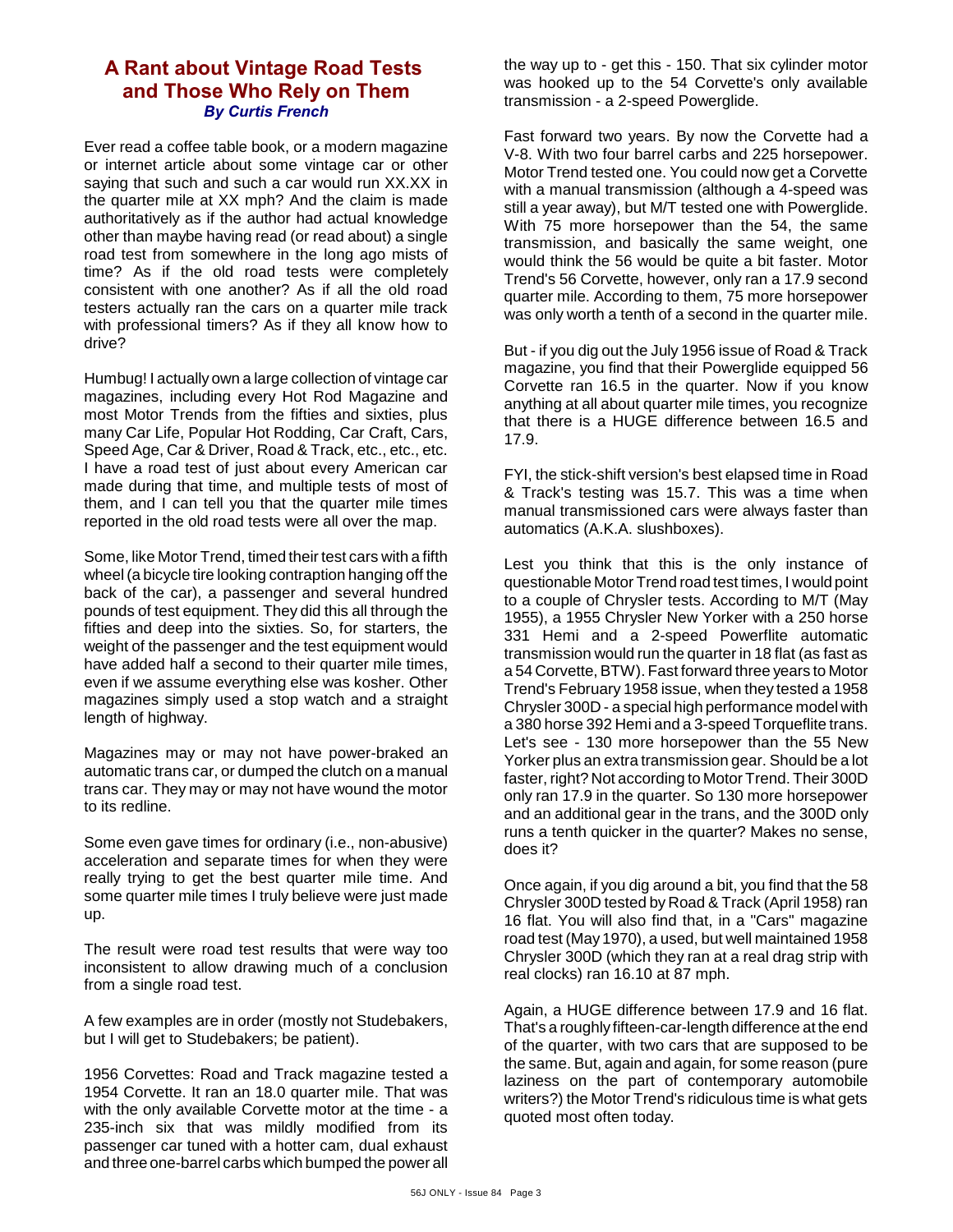## A Rant about Vintage Road Tests and Those Who Rely on Them

***By Curtis French***

Ever read a coffee table book, or a modern magazine or internet article about some vintage car or other saying that such and such a car would run XX.XX in the quarter mile at XX mph? And the claim is made authoritatively as if the author had actual knowledge other than maybe having read (or read about) a single road test from somewhere in the long ago mists of time? As if the old road tests were completely consistent with one another? As if all the old road testers actually ran the cars on a quarter mile track with professional timers? As if they all know how to drive?

Humbug! I actually own a large collection of vintage car magazines, including every Hot Rod Magazine and most Motor Trends from the fifties and sixties, plus many Car Life, Popular Hot Rodding, Car Craft, Cars, Speed Age, Car & Driver, Road & Track, etc., etc., etc. I have a road test of just about every American car made during that time, and multiple tests of most of them, and I can tell you that the quarter mile times reported in the old road tests were all over the map.

Some, like Motor Trend, timed their test cars with a fifth wheel (a bicycle tire looking contraption hanging off the back of the car), a passenger and several hundred pounds of test equipment. They did this all through the fifties and deep into the sixties. So, for starters, the weight of the passenger and the test equipment would have added half a second to their quarter mile times, even if we assume everything else was kosher. Other magazines simply used a stop watch and a straight length of highway.

Magazines may or may not have power-braked an automatic trans car, or dumped the clutch on a manual trans car. They may or may not have wound the motor to its redline.

Some even gave times for ordinary (i.e., non-abusive) acceleration and separate times for when they were really trying to get the best quarter mile time. And some quarter mile times I truly believe were just made up.

The result were road test results that were way too inconsistent to allow drawing much of a conclusion from a single road test.

A few examples are in order (mostly not Studebakers, but I will get to Studebakers; be patient).

1956 Corvettes: Road and Track magazine tested a 1954 Corvette. It ran an 18.0 quarter mile. That was with the only available Corvette motor at the time - a 235-inch six that was mildly modified from its passenger car tuned with a hotter cam, dual exhaust and three one-barrel carbs which bumped the power all the way up to - get this - 150. That six cylinder motor was hooked up to the 54 Corvette's only available transmission - a 2-speed Powerglide.

Fast forward two years. By now the Corvette had a V-8. With two four barrel carbs and 225 horsepower. Motor Trend tested one. You could now get a Corvette with a manual transmission (although a 4-speed was still a year away), but M/T tested one with Powerglide. With 75 more horsepower than the 54, the same transmission, and basically the same weight, one would think the 56 would be quite a bit faster. Motor Trend's 56 Corvette, however, only ran a 17.9 second quarter mile. According to them, 75 more horsepower was only worth a tenth of a second in the quarter mile.

But - if you dig out the July 1956 issue of Road & Track magazine, you find that their Powerglide equipped 56 Corvette ran 16.5 in the quarter. Now if you know anything at all about quarter mile times, you recognize that there is a HUGE difference between 16.5 and 17.9.

FYI, the stick-shift version's best elapsed time in Road & Track's testing was 15.7. This was a time when manual transmissioned cars were always faster than automatics (A.K.A. slushboxes).

Lest you think that this is the only instance of questionable Motor Trend road test times, I would point to a couple of Chrysler tests. According to M/T (May 1955), a 1955 Chrysler New Yorker with a 250 horse 331 Hemi and a 2-speed Powerflite automatic transmission would run the quarter in 18 flat (as fast as a 54 Corvette, BTW). Fast forward three years to Motor Trend's February 1958 issue, when they tested a 1958 Chrysler 300D - a special high performance model with a 380 horse 392 Hemi and a 3-speed Torqueflite trans. Let's see - 130 more horsepower than the 55 New Yorker plus an extra transmission gear. Should be a lot faster, right? Not according to Motor Trend. Their 300D only ran 17.9 in the quarter. So 130 more horsepower and an additional gear in the trans, and the 300D only runs a tenth quicker in the quarter? Makes no sense, does it?

Once again, if you dig around a bit, you find that the 58 Chrysler 300D tested by Road & Track (April 1958) ran 16 flat. You will also find that, in a "Cars" magazine road test (May 1970), a used, but well maintained 1958 Chrysler 300D (which they ran at a real drag strip with real clocks) ran 16.10 at 87 mph.

Again, a HUGE difference between 17.9 and 16 flat. That's a roughly fifteen-car-length difference at the end of the quarter, with two cars that are supposed to be the same. But, again and again, for some reason (pure laziness on the part of contemporary automobile writers?) the Motor Trend's ridiculous time is what gets quoted most often today.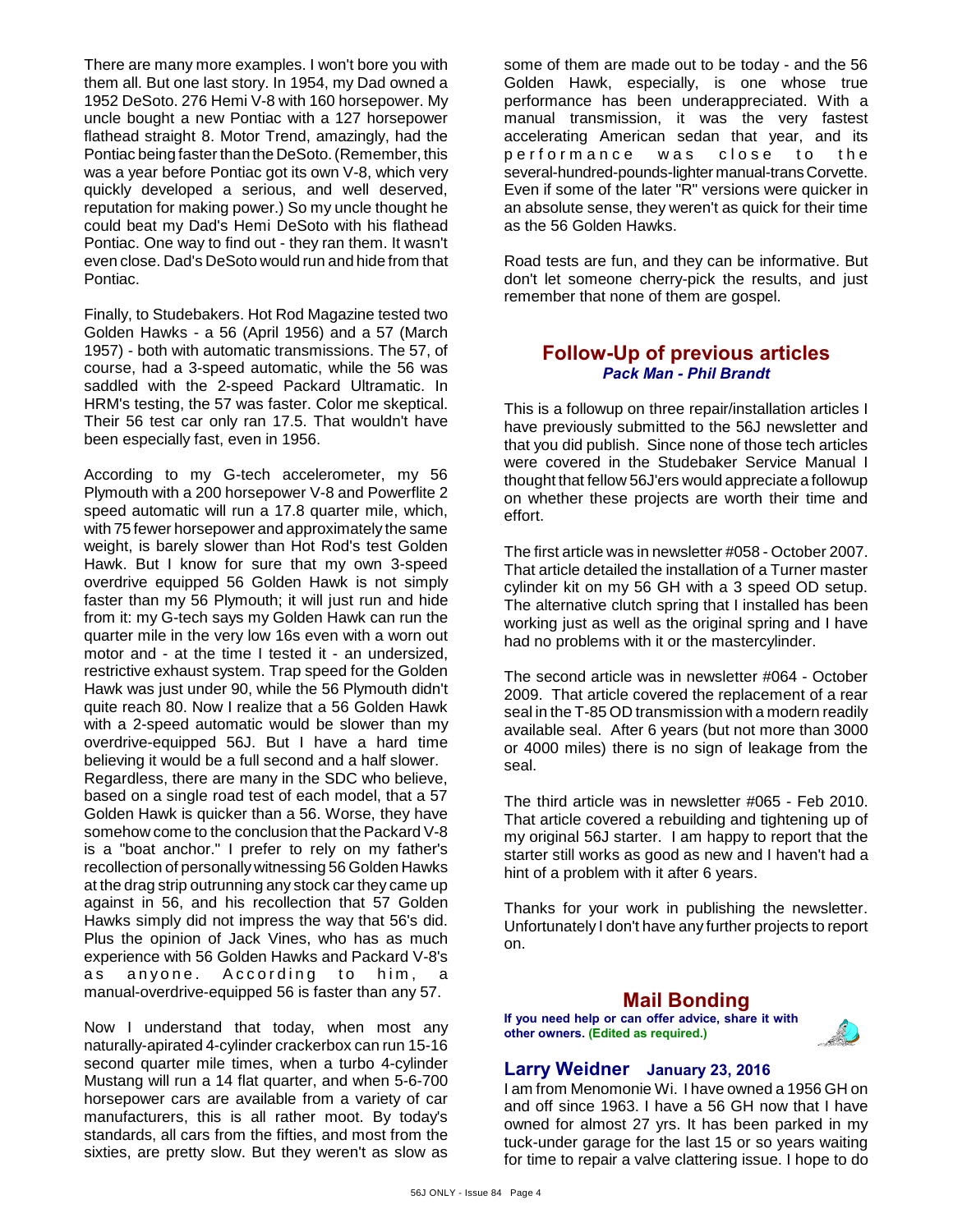There are many more examples. I won't bore you with them all. But one last story. In 1954, my Dad owned a 1952 DeSoto. 276 Hemi V-8 with 160 horsepower. My uncle bought a new Pontiac with a 127 horsepower flathead straight 8. Motor Trend, amazingly, had the Pontiac being faster than the DeSoto. (Remember, this was a year before Pontiac got its own V-8, which very quickly developed a serious, and well deserved, reputation for making power.) So my uncle thought he could beat my Dad's Hemi DeSoto with his flathead Pontiac. One way to find out - they ran them. It wasn't even close. Dad's DeSoto would run and hide from that Pontiac.

Finally, to Studebakers. Hot Rod Magazine tested two Golden Hawks - a 56 (April 1956) and a 57 (March 1957) - both with automatic transmissions. The 57, of course, had a 3-speed automatic, while the 56 was saddled with the 2-speed Packard Ultramatic. In HRM's testing, the 57 was faster. Color me skeptical. Their 56 test car only ran 17.5. That wouldn't have been especially fast, even in 1956.

According to my G-tech accelerometer, my 56 Plymouth with a 200 horsepower V-8 and Powerflite 2 speed automatic will run a 17.8 quarter mile, which, with 75 fewer horsepower and approximately the same weight, is barely slower than Hot Rod's test Golden Hawk. But I know for sure that my own 3-speed overdrive equipped 56 Golden Hawk is not simply faster than my 56 Plymouth; it will just run and hide from it: my G-tech says my Golden Hawk can run the quarter mile in the very low 16s even with a worn out motor and - at the time I tested it - an undersized, restrictive exhaust system. Trap speed for the Golden Hawk was just under 90, while the 56 Plymouth didn't quite reach 80. Now I realize that a 56 Golden Hawk with a 2-speed automatic would be slower than my overdrive-equipped 56J. But I have a hard time believing it would be a full second and a half slower.
Regardless, there are many in the SDC who believe, based on a single road test of each model, that a 57 Golden Hawk is quicker than a 56. Worse, they have somehow come to the conclusion that the Packard V-8 is a "boat anchor." I prefer to rely on my father's recollection of personally witnessing 56 Golden Hawks at the drag strip outrunning any stock car they came up against in 56, and his recollection that 57 Golden Hawks simply did not impress the way that 56's did. Plus the opinion of Jack Vines, who has as much experience with 56 Golden Hawks and Packard V-8's as anyone. According to him, a manual-overdrive-equipped 56 is faster than any 57.

Now I understand that today, when most any naturally-apirated 4-cylinder crackerbox can run 15-16 second quarter mile times, when a turbo 4-cylinder Mustang will run a 14 flat quarter, and when 5-6-700 horsepower cars are available from a variety of car manufacturers, this is all rather moot. By today's standards, all cars from the fifties, and most from the sixties, are pretty slow. But they weren't as slow as some of them are made out to be today - and the 56 Golden Hawk, especially, is one whose true performance has been underappreciated. With a manual transmission, it was the very fastest accelerating American sedan that year, and its performance was close to the several-hundred-pounds-lighter manual-trans Corvette. Even if some of the later "R" versions were quicker in an absolute sense, they weren't as quick for their time as the 56 Golden Hawks.

Road tests are fun, and they can be informative. But don't let someone cherry-pick the results, and just remember that none of them are gospel.

## Follow-Up of previous articles

***Pack Man - Phil Brandt***

This is a followup on three repair/installation articles I have previously submitted to the 56J newsletter and that you did publish. Since none of those tech articles were covered in the Studebaker Service Manual I thought that fellow 56J'ers would appreciate a followup on whether these projects are worth their time and effort.

The first article was in newsletter #058 - October 2007. That article detailed the installation of a Turner master cylinder kit on my 56 GH with a 3 speed OD setup. The alternative clutch spring that I installed has been working just as well as the original spring and I have had no problems with it or the mastercylinder.

The second article was in newsletter #064 - October 2009. That article covered the replacement of a rear seal in the T-85 OD transmission with a modern readily available seal. After 6 years (but not more than 3000 or 4000 miles) there is no sign of leakage from the seal.

The third article was in newsletter #065 - Feb 2010. That article covered a rebuilding and tightening up of my original 56J starter. I am happy to report that the starter still works as good as new and I haven't had a hint of a problem with it after 6 years.

Thanks for your work in publishing the newsletter. Unfortunately I don't have any further projects to report on.

## Mail Bonding

**If you need help or can offer advice, share it with other owners. (Edited as required.)**

### Larry Weidner January 23, 2016

I am from Menomonie Wi. I have owned a 1956 GH on and off since 1963. I have a 56 GH now that I have owned for almost 27 yrs. It has been parked in my tuck-under garage for the last 15 or so years waiting for time to repair a valve clattering issue. I hope to do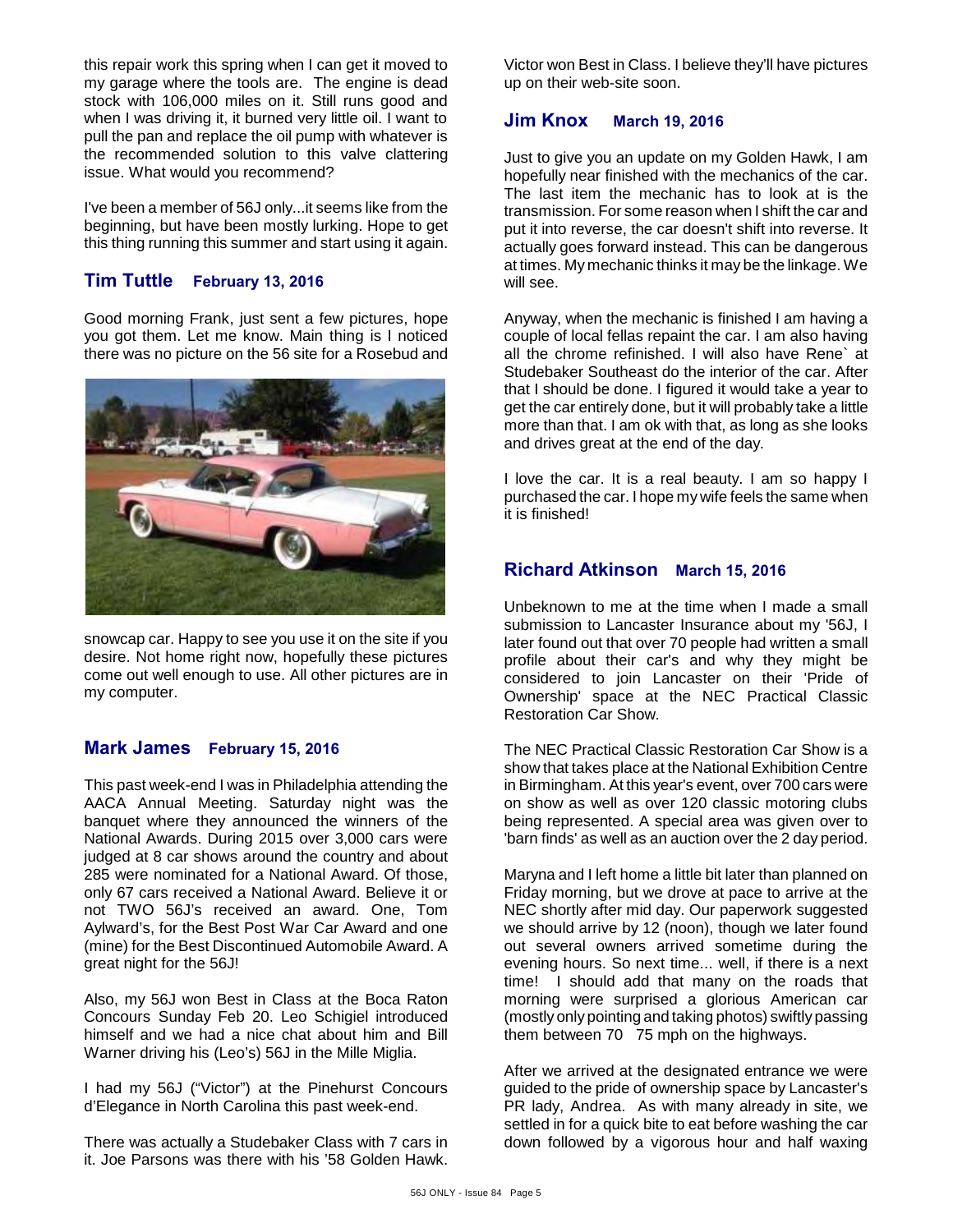this repair work this spring when I can get it moved to my garage where the tools are. The engine is dead stock with 106,000 miles on it. Still runs good and when I was driving it, it burned very little oil. I want to pull the pan and replace the oil pump with whatever is the recommended solution to this valve clattering issue. What would you recommend?

I've been a member of 56J only...it seems like from the beginning, but have been mostly lurking. Hope to get this thing running this summer and start using it again.

## Tim Tuttle **February 13, 2016**

Good morning Frank, just sent a few pictures, hope you got them. Let me know. Main thing is I noticed there was no picture on the 56 site for a Rosebud and snowcap car. Happy to see you use it on the site if you desire. Not home right now, hopefully these pictures come out well enough to use. All other pictures are in my computer.

## Mark James **February 15, 2016**

This past week-end I was in Philadelphia attending the AACA Annual Meeting. Saturday night was the banquet where they announced the winners of the National Awards. During 2015 over 3,000 cars were judged at 8 car shows around the country and about 285 were nominated for a National Award. Of those, only 67 cars received a National Award. Believe it or not TWO 56J's received an award. One, Tom Aylward's, for the Best Post War Car Award and one (mine) for the Best Discontinued Automobile Award. A great night for the 56J!

Also, my 56J won Best in Class at the Boca Raton Concours Sunday Feb 20. Leo Schigiel introduced himself and we had a nice chat about him and Bill Warner driving his (Leo's) 56J in the Mille Miglia.

I had my 56J ("Victor") at the Pinehurst Concours d'Elegance in North Carolina this past week-end.

There was actually a Studebaker Class with 7 cars in it. Joe Parsons was there with his '58 Golden Hawk. Victor won Best in Class. I believe they'll have pictures up on their web-site soon.

## Jim Knox **March 19, 2016**

Just to give you an update on my Golden Hawk, I am hopefully near finished with the mechanics of the car. The last item the mechanic has to look at is the transmission. For some reason when I shift the car and put it into reverse, the car doesn't shift into reverse. It actually goes forward instead. This can be dangerous at times. My mechanic thinks it may be the linkage. We will see.

Anyway, when the mechanic is finished I am having a couple of local fellas repaint the car. I am also having all the chrome refinished. I will also have Rene` at Studebaker Southeast do the interior of the car. After that I should be done. I figured it would take a year to get the car entirely done, but it will probably take a little more than that. I am ok with that, as long as she looks and drives great at the end of the day.

I love the car. It is a real beauty. I am so happy I purchased the car. I hope my wife feels the same when it is finished!

## Richard Atkinson **March 15, 2016**

Unbeknown to me at the time when I made a small submission to Lancaster Insurance about my '56J, I later found out that over 70 people had written a small profile about their car's and why they might be considered to join Lancaster on their 'Pride of Ownership' space at the NEC Practical Classic Restoration Car Show.

The NEC Practical Classic Restoration Car Show is a show that takes place at the National Exhibition Centre in Birmingham. At this year's event, over 700 cars were on show as well as over 120 classic motoring clubs being represented. A special area was given over to 'barn finds' as well as an auction over the 2 day period.

Maryna and I left home a little bit later than planned on Friday morning, but we drove at pace to arrive at the NEC shortly after mid day. Our paperwork suggested we should arrive by 12 (noon), though we later found out several owners arrived sometime during the evening hours. So next time... well, if there is a next time! I should add that many on the roads that morning were surprised a glorious American car (mostly only pointing and taking photos) swiftly passing them between 70 75 mph on the highways.

After we arrived at the designated entrance we were guided to the pride of ownership space by Lancaster's PR lady, Andrea. As with many already in site, we settled in for a quick bite to eat before washing the car down followed by a vigorous hour and half waxing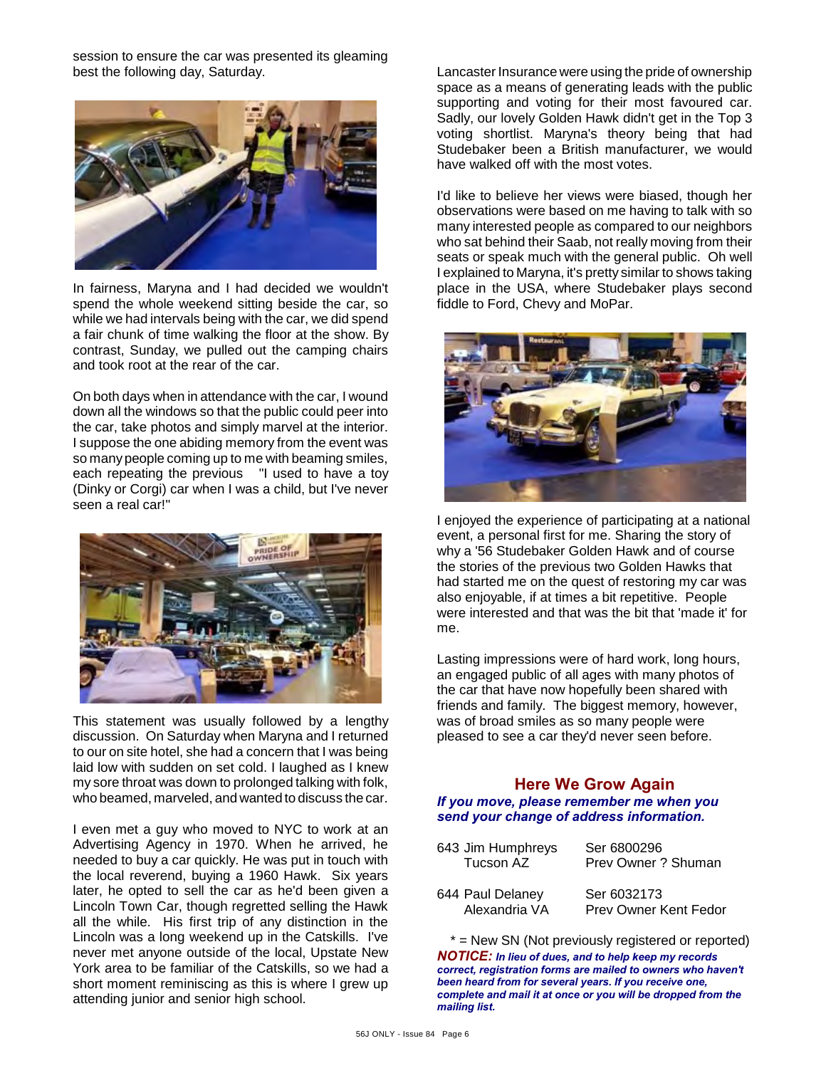session to ensure the car was presented its gleaming best the following day, Saturday.

In fairness, Maryna and I had decided we wouldn't spend the whole weekend sitting beside the car, so while we had intervals being with the car, we did spend a fair chunk of time walking the floor at the show. By contrast, Sunday, we pulled out the camping chairs and took root at the rear of the car.

On both days when in attendance with the car, I wound down all the windows so that the public could peer into the car, take photos and simply marvel at the interior. I suppose the one abiding memory from the event was so many people coming up to me with beaming smiles, each repeating the previous "I used to have a toy (Dinky or Corgi) car when I was a child, but I've never seen a real car!"

This statement was usually followed by a lengthy discussion. On Saturday when Maryna and I returned to our on site hotel, she had a concern that I was being laid low with sudden on set cold. I laughed as I knew my sore throat was down to prolonged talking with folk, who beamed, marveled, and wanted to discuss the car.

I even met a guy who moved to NYC to work at an Advertising Agency in 1970. When he arrived, he needed to buy a car quickly. He was put in touch with the local reverend, buying a 1960 Hawk. Six years later, he opted to sell the car as he'd been given a Lincoln Town Car, though regretted selling the Hawk all the while. His first trip of any distinction in the Lincoln was a long weekend up in the Catskills. I've never met anyone outside of the local, Upstate New York area to be familiar of the Catskills, so we had a short moment reminiscing as this is where I grew up attending junior and senior high school.

Lancaster Insurance were using the pride of ownership space as a means of generating leads with the public supporting and voting for their most favoured car. Sadly, our lovely Golden Hawk didn't get in the Top 3 voting shortlist. Maryna's theory being that had Studebaker been a British manufacturer, we would have walked off with the most votes.

I'd like to believe her views were biased, though her observations were based on me having to talk with so many interested people as compared to our neighbors who sat behind their Saab, not really moving from their seats or speak much with the general public. Oh well I explained to Maryna, it's pretty similar to shows taking place in the USA, where Studebaker plays second fiddle to Ford, Chevy and MoPar.

I enjoyed the experience of participating at a national event, a personal first for me. Sharing the story of why a '56 Studebaker Golden Hawk and of course the stories of the previous two Golden Hawks that had started me on the quest of restoring my car was also enjoyable, if at times a bit repetitive. People were interested and that was the bit that 'made it' for me.

Lasting impressions were of hard work, long hours, an engaged public of all ages with many photos of the car that have now hopefully been shared with friends and family. The biggest memory, however, was of broad smiles as so many people were pleased to see a car they'd never seen before.

## Here We Grow Again

***If you move, please remember me when you send your change of address information.***

| | |
|---|---|
| 643 Jim Humphreys<br>Tucson AZ | Ser 6800296<br>Prev Owner ? Shuman |
| 644 Paul Delaney<br>Alexandria VA | Ser 6032173<br>Prev Owner Kent Fedor |

* = New SN (Not previously registered or reported)

***NOTICE:*** ***In lieu of dues, and to help keep my records correct, registration forms are mailed to owners who haven't been heard from for several years. If you receive one, complete and mail it at once or you will be dropped from the mailing list.***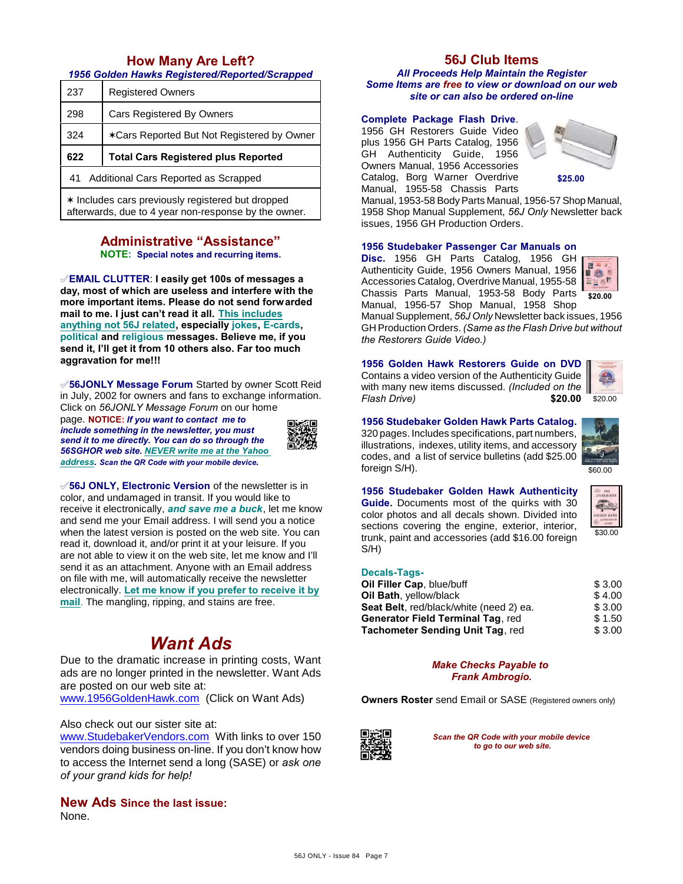## How Many Are Left?

*1956 Golden Hawks Registered/Reported/Scrapped*

| | |
|---|---|
| 237 | Registered Owners |
| 298 | Cars Registered By Owners |
| 324 | ✶Cars Reported But Not Registered by Owner |
| **622** | **Total Cars Registered plus Reported** |
| 41 Additional Cars Reported as Scrapped | |
| ✶ Includes cars previously registered but dropped afterwards, due to 4 year non-response by the owner. | |

## Administrative “Assistance”

**NOTE: Special notes and recurring items.**

✓**EMAIL CLUTTER: I easily get 100s of messages a day, most of which are useless and interfere with the more important items. Please do not send forwarded mail to me. I just can’t read it all. This includes anything not 56J related, especially jokes, E-cards, political and religious messages. Believe me, if you send it, I’ll get it from 10 others also. Far too much aggravation for me!!!**

✓**56JONLY Message Forum** Started by owner Scott Reid in July, 2002 for owners and fans to exchange information. Click on *56JONLY Message Forum* on our home page. **NOTICE:** ***If you want to contact me to include something in the newsletter, you must send it to me directly. You can do so through the 56SGHOR web site. NEVER write me at the Yahoo address. Scan the QR Code with your mobile device.***

✓**56J ONLY, Electronic Version** of the newsletter is in color, and undamaged in transit. If you would like to receive it electronically, ***and save me a buck***, let me know and send me your Email address. I will send you a notice when the latest version is posted on the web site. You can read it, download it, and/or print it at your leisure. If you are not able to view it on the web site, let me know and I’ll send it as an attachment. Anyone with an Email address on file with me, will automatically receive the newsletter electronically. **Let me know if you prefer to receive it by mail**. The mangling, ripping, and stains are free.

# *Want Ads*

Due to the dramatic increase in printing costs, Want ads are no longer printed in the newsletter. Want Ads are posted on our web site at:
www.1956GoldenHawk.com (Click on Want Ads)

Also check out our sister site at:
www.StudebakerVendors.com With links to over 150 vendors doing business on-line. If you don’t know how to access the Internet send a long (SASE) or *ask one of your grand kids for help!*

## New Ads Since the last issue:

None.

## 56J Club Items

***All Proceeds Help Maintain the Register***
***Some Items are free to view or download on our web site or can also be ordered on-line***

**Complete Package Flash Drive.** 1956 GH Restorers Guide Video plus 1956 GH Parts Catalog, 1956 GH Authenticity Guide, 1956 Owners Manual, 1956 Accessories Catalog, Borg Warner Overdrive Manual, 1955-58 Chassis Parts Manual, 1953-58 Body Parts Manual, 1956-57 Shop Manual, 1958 Shop Manual Supplement, *56J Only* Newsletter back issues, 1956 GH Production Orders. **$25.00**

**1956 Studebaker Passenger Car Manuals on Disc.** 1956 GH Parts Catalog, 1956 GH Authenticity Guide, 1956 Owners Manual, 1956 Accessories Catalog, Overdrive Manual, 1955-58 Chassis Parts Manual, 1953-58 Body Parts Manual, 1956-57 Shop Manual, 1958 Shop Manual Supplement, *56J Only* Newsletter back issues, 1956 GH Production Orders. *(Same as the Flash Drive but without the Restorers Guide Video.)* **$20.00**

**1956 Golden Hawk Restorers Guide on DVD** Contains a video version of the Authenticity Guide with many new items discussed. *(Included on the Flash Drive)* **$20.00**

**1956 Studebaker Golden Hawk Parts Catalog.** 320 pages. Includes specifications, part numbers, illustrations, indexes, utility items, and accessory codes, and a list of service bulletins (add $25.00 foreign S/H). $60.00

**1956 Studebaker Golden Hawk Authenticity Guide.** Documents most of the quirks with 30 color photos and all decals shown. Divided into sections covering the engine, exterior, interior, trunk, paint and accessories (add $16.00 foreign S/H) $30.00

**Decals-Tags-**

| | |
|---|---|
| **Oil Filler Cap**, blue/buff | $ 3.00 |
| **Oil Bath**, yellow/black | $ 4.00 |
| **Seat Belt**, red/black/white (need 2) ea. | $ 3.00 |
| **Generator Field Terminal Tag**, red | $ 1.50 |
| **Tachometer Sending Unit Tag**, red | $ 3.00 |

***Make Checks Payable to Frank Ambrogio.***

**Owners Roster** send Email or SASE (Registered owners only)

***Scan the QR Code with your mobile device to go to our web site.***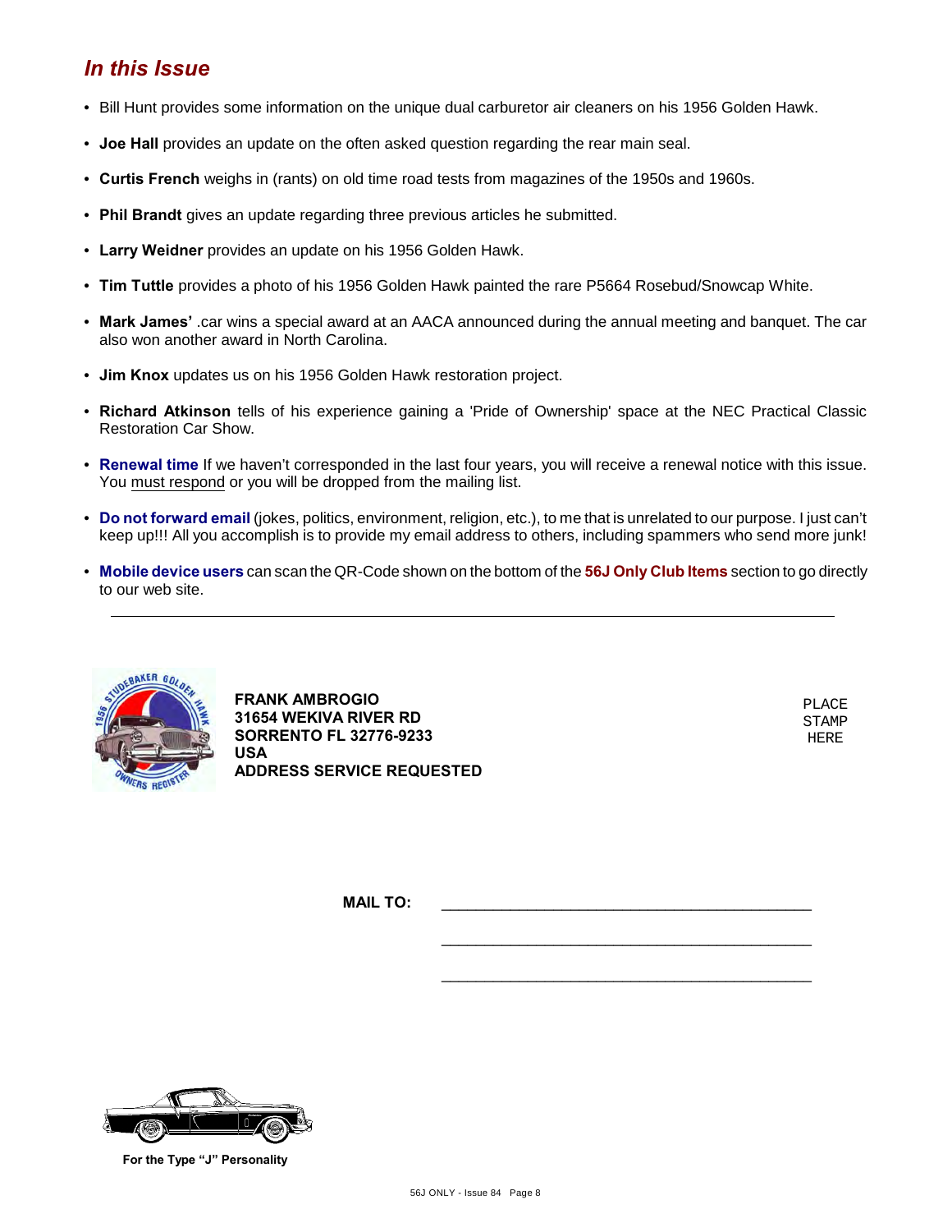## *In this Issue*

- Bill Hunt provides some information on the unique dual carburetor air cleaners on his 1956 Golden Hawk.
- **Joe Hall** provides an update on the often asked question regarding the rear main seal.
- **Curtis French** weighs in (rants) on old time road tests from magazines of the 1950s and 1960s.
- **Phil Brandt** gives an update regarding three previous articles he submitted.
- **Larry Weidner** provides an update on his 1956 Golden Hawk.
- **Tim Tuttle** provides a photo of his 1956 Golden Hawk painted the rare P5664 Rosebud/Snowcap White.
- **Mark James'** .car wins a special award at an AACA announced during the annual meeting and banquet. The car also won another award in North Carolina.
- **Jim Knox** updates us on his 1956 Golden Hawk restoration project.
- **Richard Atkinson** tells of his experience gaining a 'Pride of Ownership' space at the NEC Practical Classic Restoration Car Show.
- **Renewal time** If we haven't corresponded in the last four years, you will receive a renewal notice with this issue. You must respond or you will be dropped from the mailing list.
- **Do not forward email** (jokes, politics, environment, religion, etc.), to me that is unrelated to our purpose. I just can't keep up!!! All you accomplish is to provide my email address to others, including spammers who send more junk!
- **Mobile device users** can scan the QR-Code shown on the bottom of the **56J Only Club Items** section to go directly to our web site.

---

1956 STUDEBAKER GOLDEN HAWK OWNERS REGISTER

**FRANK AMBROGIO**
**31654 WEKIVA RIVER RD**
**SORRENTO FL 32776-9233**
**USA**
**ADDRESS SERVICE REQUESTED**

PLACE STAMP HERE

**MAIL TO:** ______________________________________

______________________________________

______________________________________

**For the Type "J" Personality**